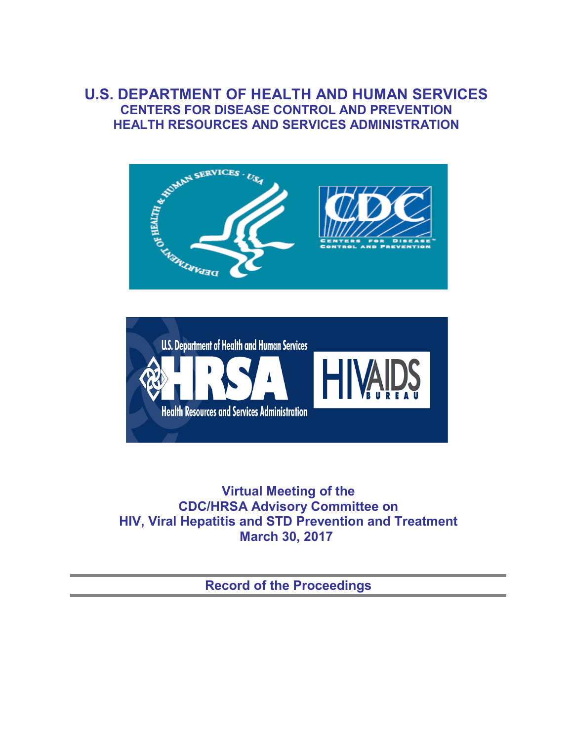# U.S. DEPARTMENT OF HEALTH AND HUMAN SERVICES
## CENTERS FOR DISEASE CONTROL AND PREVENTION
## HEALTH RESOURCES AND SERVICES ADMINISTRATION

**Virtual Meeting of the**
**CDC/HRSA Advisory Committee on**
**HIV, Viral Hepatitis and STD Prevention and Treatment**
**March 30, 2017**

---

**Record of the Proceedings**

---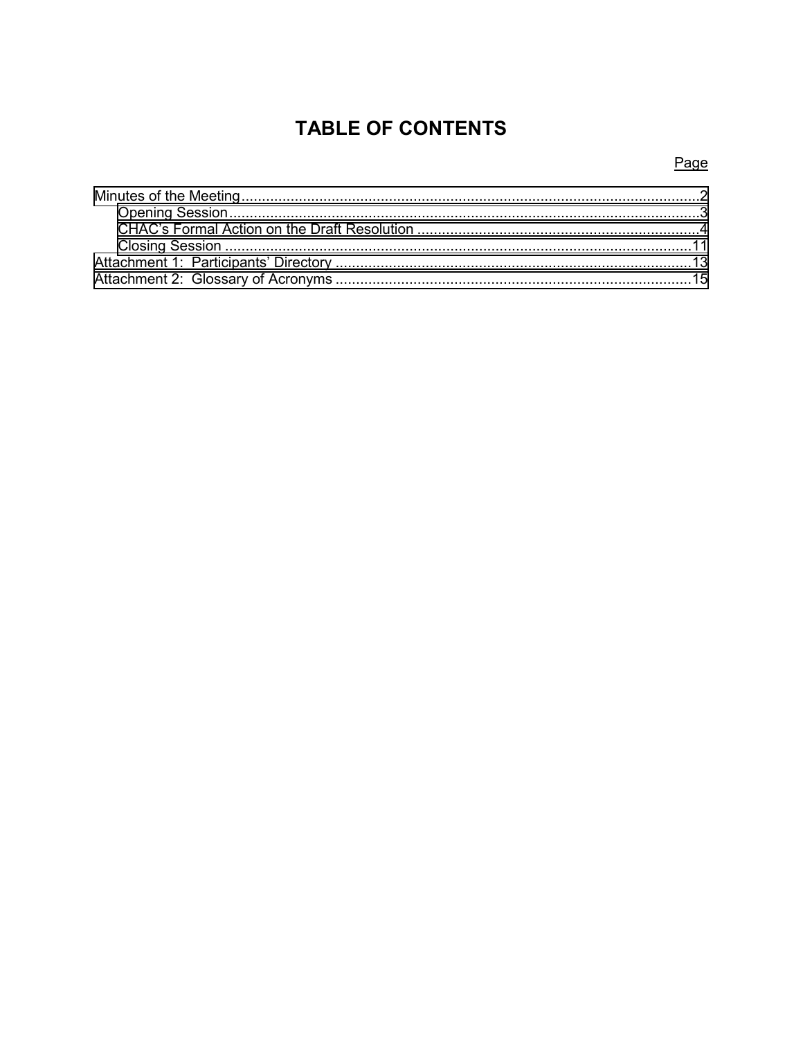# TABLE OF CONTENTS

| | Page |
|---|---|
| Minutes of the Meeting | 2 |
| Opening Session | 3 |
| CHAC's Formal Action on the Draft Resolution | 4 |
| Closing Session | 11 |
| Attachment 1: Participants' Directory | 13 |
| Attachment 2: Glossary of Acronyms | 15 |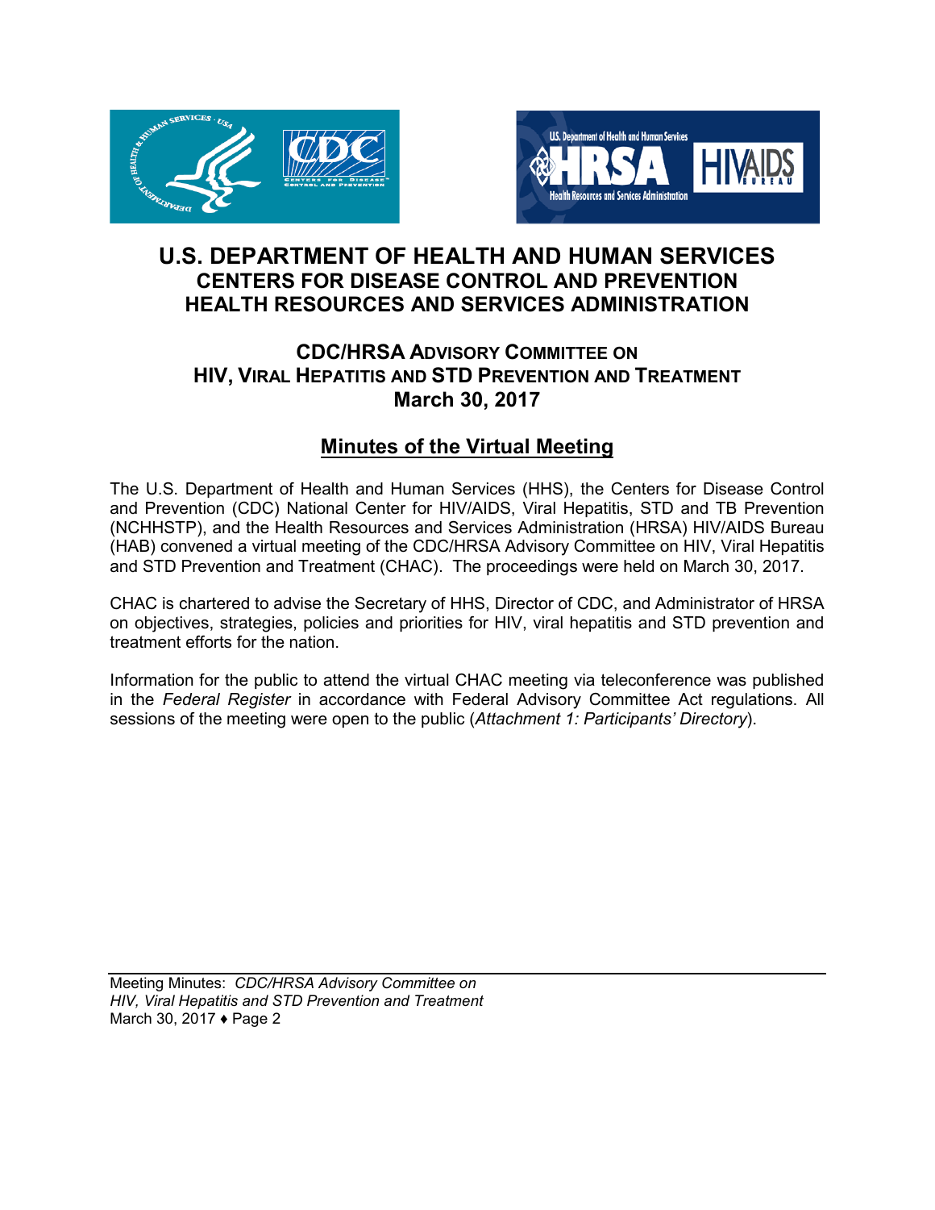# U.S. DEPARTMENT OF HEALTH AND HUMAN SERVICES
## CENTERS FOR DISEASE CONTROL AND PREVENTION
## HEALTH RESOURCES AND SERVICES ADMINISTRATION

### CDC/HRSA ADVISORY COMMITTEE ON HIV, VIRAL HEPATITIS AND STD PREVENTION AND TREATMENT
### March 30, 2017

## Minutes of the Virtual Meeting

The U.S. Department of Health and Human Services (HHS), the Centers for Disease Control and Prevention (CDC) National Center for HIV/AIDS, Viral Hepatitis, STD and TB Prevention (NCHHSTP), and the Health Resources and Services Administration (HRSA) HIV/AIDS Bureau (HAB) convened a virtual meeting of the CDC/HRSA Advisory Committee on HIV, Viral Hepatitis and STD Prevention and Treatment (CHAC). The proceedings were held on March 30, 2017.

CHAC is chartered to advise the Secretary of HHS, Director of CDC, and Administrator of HRSA on objectives, strategies, policies and priorities for HIV, viral hepatitis and STD prevention and treatment efforts for the nation.

Information for the public to attend the virtual CHAC meeting via teleconference was published in the *Federal Register* in accordance with Federal Advisory Committee Act regulations. All sessions of the meeting were open to the public (*Attachment 1: Participants' Directory*).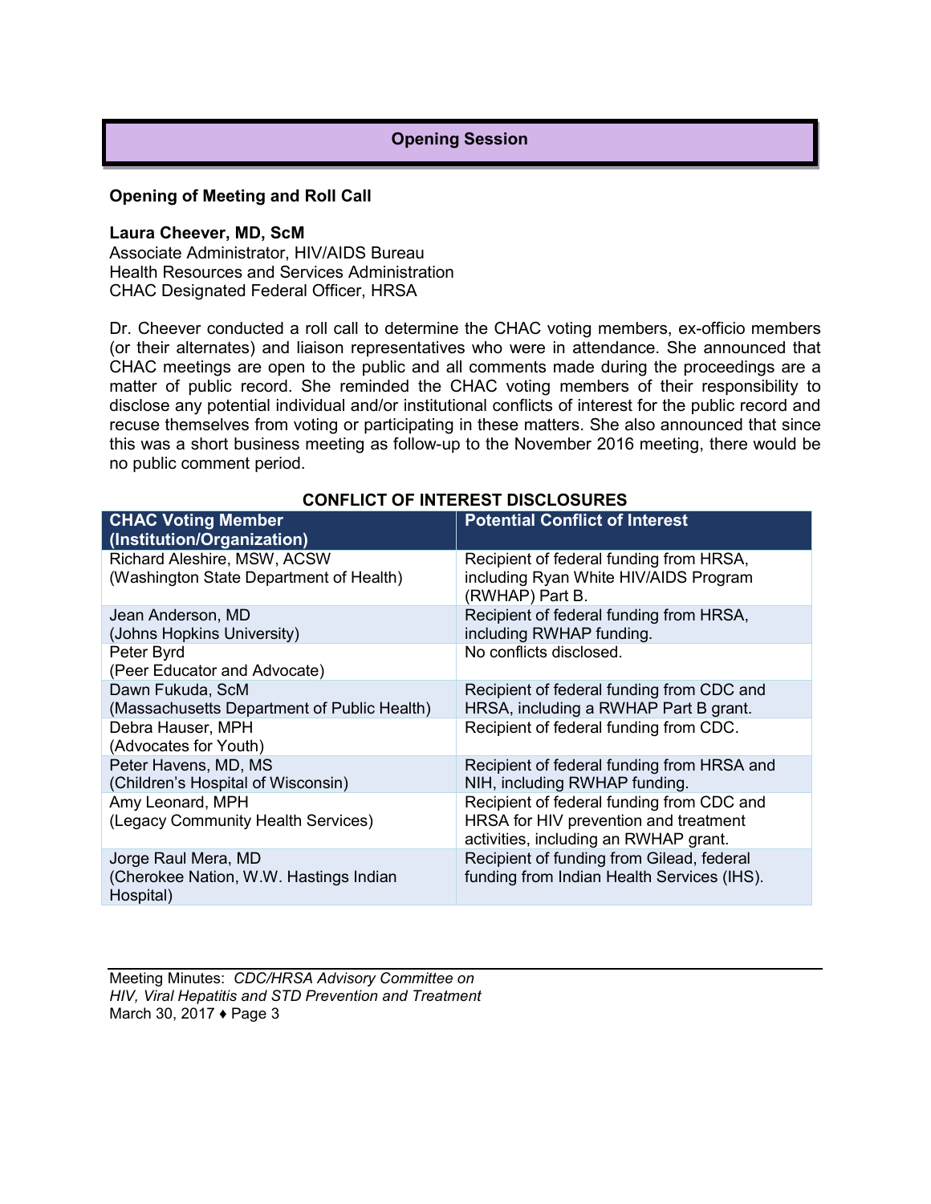## Opening Session

### Opening of Meeting and Roll Call

**Laura Cheever, MD, ScM**
Associate Administrator, HIV/AIDS Bureau
Health Resources and Services Administration
CHAC Designated Federal Officer, HRSA

Dr. Cheever conducted a roll call to determine the CHAC voting members, ex-officio members (or their alternates) and liaison representatives who were in attendance. She announced that CHAC meetings are open to the public and all comments made during the proceedings are a matter of public record. She reminded the CHAC voting members of their responsibility to disclose any potential individual and/or institutional conflicts of interest for the public record and recuse themselves from voting or participating in these matters. She also announced that since this was a short business meeting as follow-up to the November 2016 meeting, there would be no public comment period.

**CONFLICT OF INTEREST DISCLOSURES**

| CHAC Voting Member (Institution/Organization) | Potential Conflict of Interest |
|---|---|
| Richard Aleshire, MSW, ACSW (Washington State Department of Health) | Recipient of federal funding from HRSA, including Ryan White HIV/AIDS Program (RWHAP) Part B. |
| Jean Anderson, MD (Johns Hopkins University) | Recipient of federal funding from HRSA, including RWHAP funding. |
| Peter Byrd (Peer Educator and Advocate) | No conflicts disclosed. |
| Dawn Fukuda, ScM (Massachusetts Department of Public Health) | Recipient of federal funding from CDC and HRSA, including a RWHAP Part B grant. |
| Debra Hauser, MPH (Advocates for Youth) | Recipient of federal funding from CDC. |
| Peter Havens, MD, MS (Children's Hospital of Wisconsin) | Recipient of federal funding from HRSA and NIH, including RWHAP funding. |
| Amy Leonard, MPH (Legacy Community Health Services) | Recipient of federal funding from CDC and HRSA for HIV prevention and treatment activities, including an RWHAP grant. |
| Jorge Raul Mera, MD (Cherokee Nation, W.W. Hastings Indian Hospital) | Recipient of funding from Gilead, federal funding from Indian Health Services (IHS). |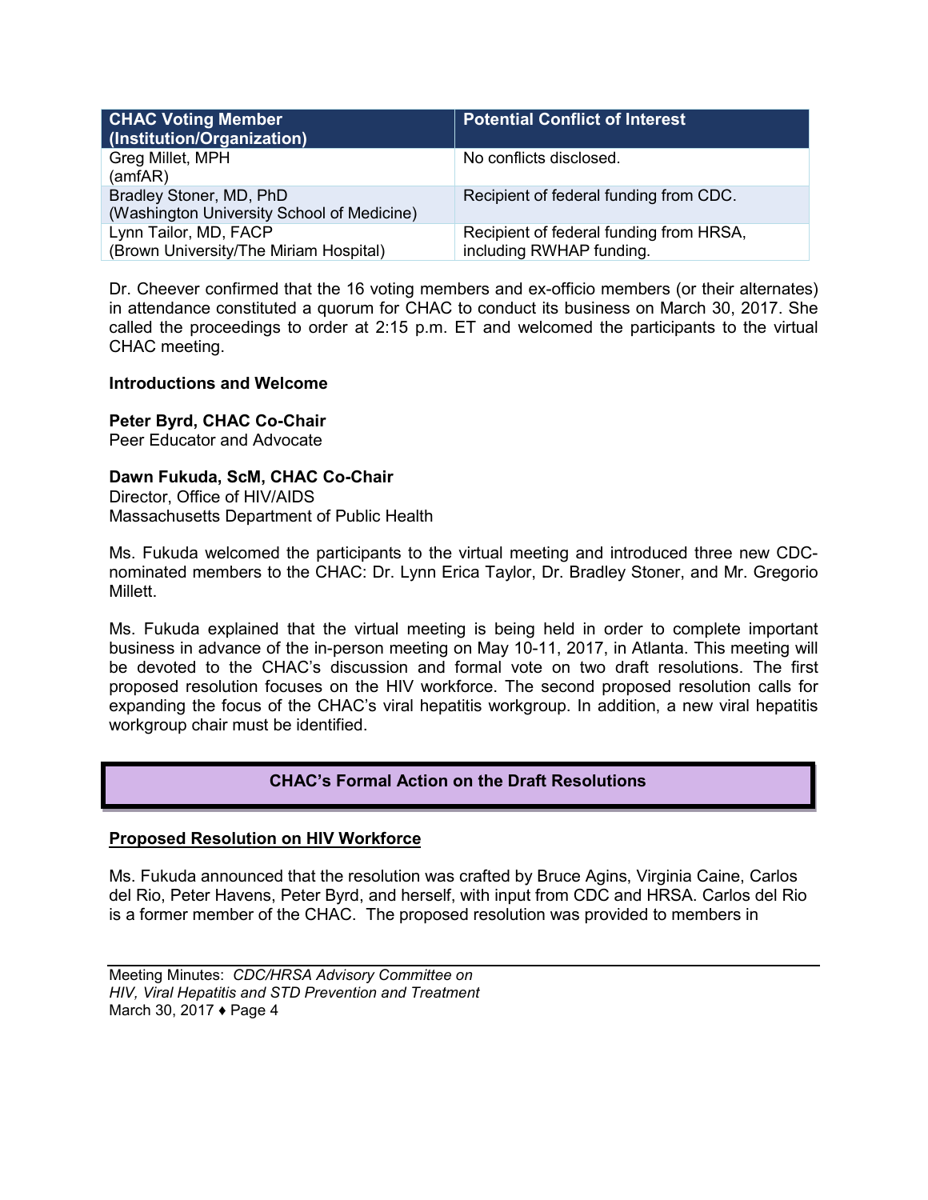| CHAC Voting Member (Institution/Organization) | Potential Conflict of Interest |
|---|---|
| Greg Millet, MPH (amfAR) | No conflicts disclosed. |
| Bradley Stoner, MD, PhD (Washington University School of Medicine) | Recipient of federal funding from CDC. |
| Lynn Tailor, MD, FACP (Brown University/The Miriam Hospital) | Recipient of federal funding from HRSA, including RWHAP funding. |

Dr. Cheever confirmed that the 16 voting members and ex-officio members (or their alternates) in attendance constituted a quorum for CHAC to conduct its business on March 30, 2017. She called the proceedings to order at 2:15 p.m. ET and welcomed the participants to the virtual CHAC meeting.

**Introductions and Welcome**

**Peter Byrd, CHAC Co-Chair**
Peer Educator and Advocate

**Dawn Fukuda, ScM, CHAC Co-Chair**
Director, Office of HIV/AIDS
Massachusetts Department of Public Health

Ms. Fukuda welcomed the participants to the virtual meeting and introduced three new CDC-nominated members to the CHAC: Dr. Lynn Erica Taylor, Dr. Bradley Stoner, and Mr. Gregorio Millett.

Ms. Fukuda explained that the virtual meeting is being held in order to complete important business in advance of the in-person meeting on May 10-11, 2017, in Atlanta. This meeting will be devoted to the CHAC's discussion and formal vote on two draft resolutions. The first proposed resolution focuses on the HIV workforce. The second proposed resolution calls for expanding the focus of the CHAC's viral hepatitis workgroup. In addition, a new viral hepatitis workgroup chair must be identified.

## CHAC's Formal Action on the Draft Resolutions

**Proposed Resolution on HIV Workforce**

Ms. Fukuda announced that the resolution was crafted by Bruce Agins, Virginia Caine, Carlos del Rio, Peter Havens, Peter Byrd, and herself, with input from CDC and HRSA. Carlos del Rio is a former member of the CHAC. The proposed resolution was provided to members in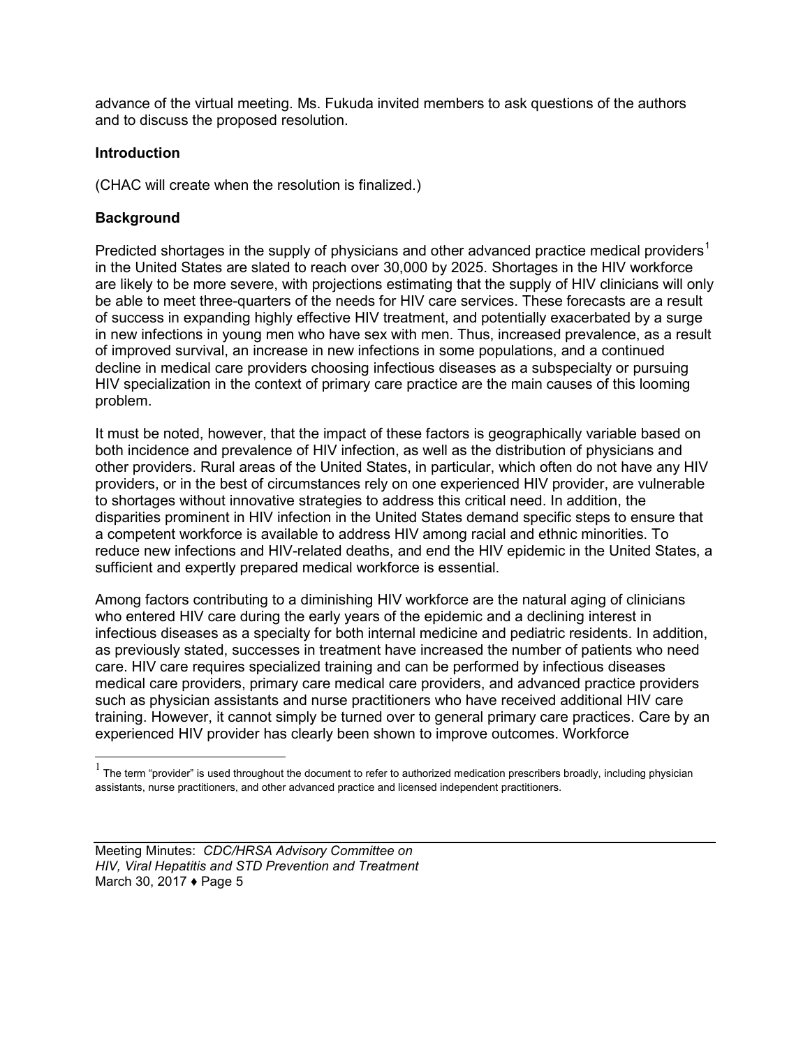advance of the virtual meeting. Ms. Fukuda invited members to ask questions of the authors and to discuss the proposed resolution.

**Introduction**

(CHAC will create when the resolution is finalized.)

**Background**

Predicted shortages in the supply of physicians and other advanced practice medical providers[1] in the United States are slated to reach over 30,000 by 2025. Shortages in the HIV workforce are likely to be more severe, with projections estimating that the supply of HIV clinicians will only be able to meet three-quarters of the needs for HIV care services. These forecasts are a result of success in expanding highly effective HIV treatment, and potentially exacerbated by a surge in new infections in young men who have sex with men. Thus, increased prevalence, as a result of improved survival, an increase in new infections in some populations, and a continued decline in medical care providers choosing infectious diseases as a subspecialty or pursuing HIV specialization in the context of primary care practice are the main causes of this looming problem.

It must be noted, however, that the impact of these factors is geographically variable based on both incidence and prevalence of HIV infection, as well as the distribution of physicians and other providers. Rural areas of the United States, in particular, which often do not have any HIV providers, or in the best of circumstances rely on one experienced HIV provider, are vulnerable to shortages without innovative strategies to address this critical need. In addition, the disparities prominent in HIV infection in the United States demand specific steps to ensure that a competent workforce is available to address HIV among racial and ethnic minorities. To reduce new infections and HIV-related deaths, and end the HIV epidemic in the United States, a sufficient and expertly prepared medical workforce is essential.

Among factors contributing to a diminishing HIV workforce are the natural aging of clinicians who entered HIV care during the early years of the epidemic and a declining interest in infectious diseases as a specialty for both internal medicine and pediatric residents. In addition, as previously stated, successes in treatment have increased the number of patients who need care. HIV care requires specialized training and can be performed by infectious diseases medical care providers, primary care medical care providers, and advanced practice providers such as physician assistants and nurse practitioners who have received additional HIV care training. However, it cannot simply be turned over to general primary care practices. Care by an experienced HIV provider has clearly been shown to improve outcomes. Workforce

[1] The term "provider" is used throughout the document to refer to authorized medication prescribers broadly, including physician assistants, nurse practitioners, and other advanced practice and licensed independent practitioners.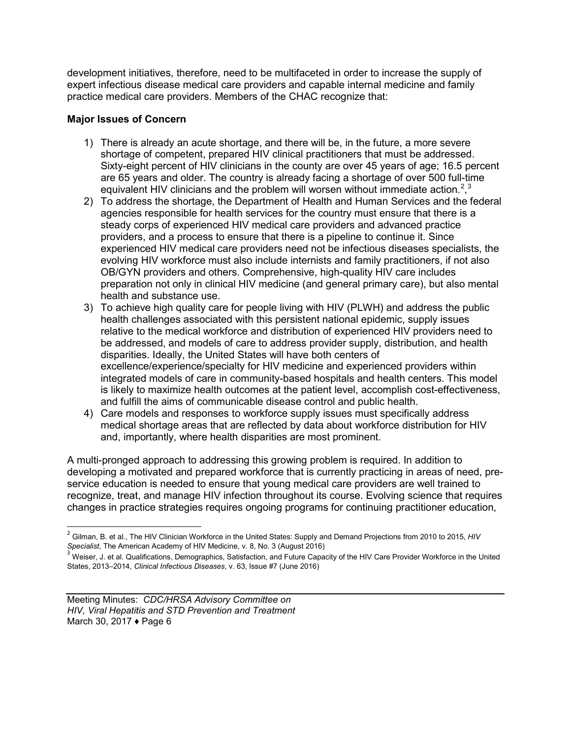development initiatives, therefore, need to be multifaceted in order to increase the supply of expert infectious disease medical care providers and capable internal medicine and family practice medical care providers. Members of the CHAC recognize that:

**Major Issues of Concern**

1) There is already an acute shortage, and there will be, in the future, a more severe shortage of competent, prepared HIV clinical practitioners that must be addressed. Sixty-eight percent of HIV clinicians in the county are over 45 years of age; 16.5 percent are 65 years and older. The country is already facing a shortage of over 500 full-time equivalent HIV clinicians and the problem will worsen without immediate action.[2],[3]
2) To address the shortage, the Department of Health and Human Services and the federal agencies responsible for health services for the country must ensure that there is a steady corps of experienced HIV medical care providers and advanced practice providers, and a process to ensure that there is a pipeline to continue it. Since experienced HIV medical care providers need not be infectious diseases specialists, the evolving HIV workforce must also include internists and family practitioners, if not also OB/GYN providers and others. Comprehensive, high-quality HIV care includes preparation not only in clinical HIV medicine (and general primary care), but also mental health and substance use.
3) To achieve high quality care for people living with HIV (PLWH) and address the public health challenges associated with this persistent national epidemic, supply issues relative to the medical workforce and distribution of experienced HIV providers need to be addressed, and models of care to address provider supply, distribution, and health disparities. Ideally, the United States will have both centers of excellence/experience/specialty for HIV medicine and experienced providers within integrated models of care in community-based hospitals and health centers. This model is likely to maximize health outcomes at the patient level, accomplish cost-effectiveness, and fulfill the aims of communicable disease control and public health.
4) Care models and responses to workforce supply issues must specifically address medical shortage areas that are reflected by data about workforce distribution for HIV and, importantly, where health disparities are most prominent.

A multi-pronged approach to addressing this growing problem is required. In addition to developing a motivated and prepared workforce that is currently practicing in areas of need, pre-service education is needed to ensure that young medical care providers are well trained to recognize, treat, and manage HIV infection throughout its course. Evolving science that requires changes in practice strategies requires ongoing programs for continuing practitioner education,

[2] Gilman, B. et al., The HIV Clinician Workforce in the United States: Supply and Demand Projections from 2010 to 2015, *HIV Specialist*, The American Academy of HIV Medicine, v. 8, No. 3 (August 2016)

[3] Weiser, J. et al. Qualifications, Demographics, Satisfaction, and Future Capacity of the HIV Care Provider Workforce in the United States, 2013–2014, *Clinical Infectious Diseases*, v. 63, Issue #7 (June 2016)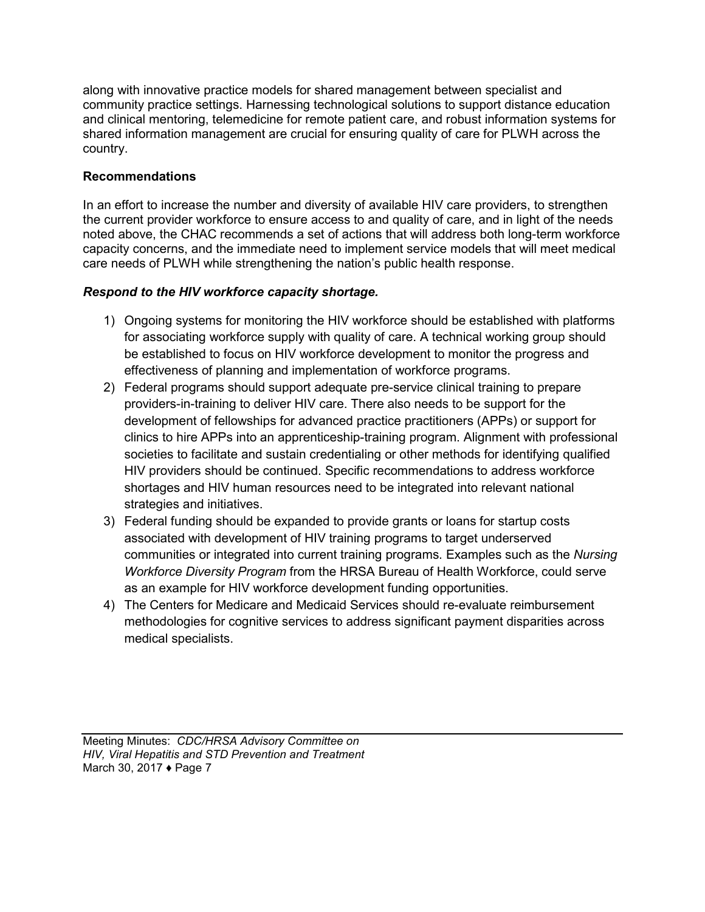along with innovative practice models for shared management between specialist and community practice settings. Harnessing technological solutions to support distance education and clinical mentoring, telemedicine for remote patient care, and robust information systems for shared information management are crucial for ensuring quality of care for PLWH across the country.

**Recommendations**

In an effort to increase the number and diversity of available HIV care providers, to strengthen the current provider workforce to ensure access to and quality of care, and in light of the needs noted above, the CHAC recommends a set of actions that will address both long-term workforce capacity concerns, and the immediate need to implement service models that will meet medical care needs of PLWH while strengthening the nation's public health response.

***Respond to the HIV workforce capacity shortage.***

1) Ongoing systems for monitoring the HIV workforce should be established with platforms for associating workforce supply with quality of care. A technical working group should be established to focus on HIV workforce development to monitor the progress and effectiveness of planning and implementation of workforce programs.
2) Federal programs should support adequate pre-service clinical training to prepare providers-in-training to deliver HIV care. There also needs to be support for the development of fellowships for advanced practice practitioners (APPs) or support for clinics to hire APPs into an apprenticeship-training program. Alignment with professional societies to facilitate and sustain credentialing or other methods for identifying qualified HIV providers should be continued. Specific recommendations to address workforce shortages and HIV human resources need to be integrated into relevant national strategies and initiatives.
3) Federal funding should be expanded to provide grants or loans for startup costs associated with development of HIV training programs to target underserved communities or integrated into current training programs. Examples such as the *Nursing Workforce Diversity Program* from the HRSA Bureau of Health Workforce, could serve as an example for HIV workforce development funding opportunities.
4) The Centers for Medicare and Medicaid Services should re-evaluate reimbursement methodologies for cognitive services to address significant payment disparities across medical specialists.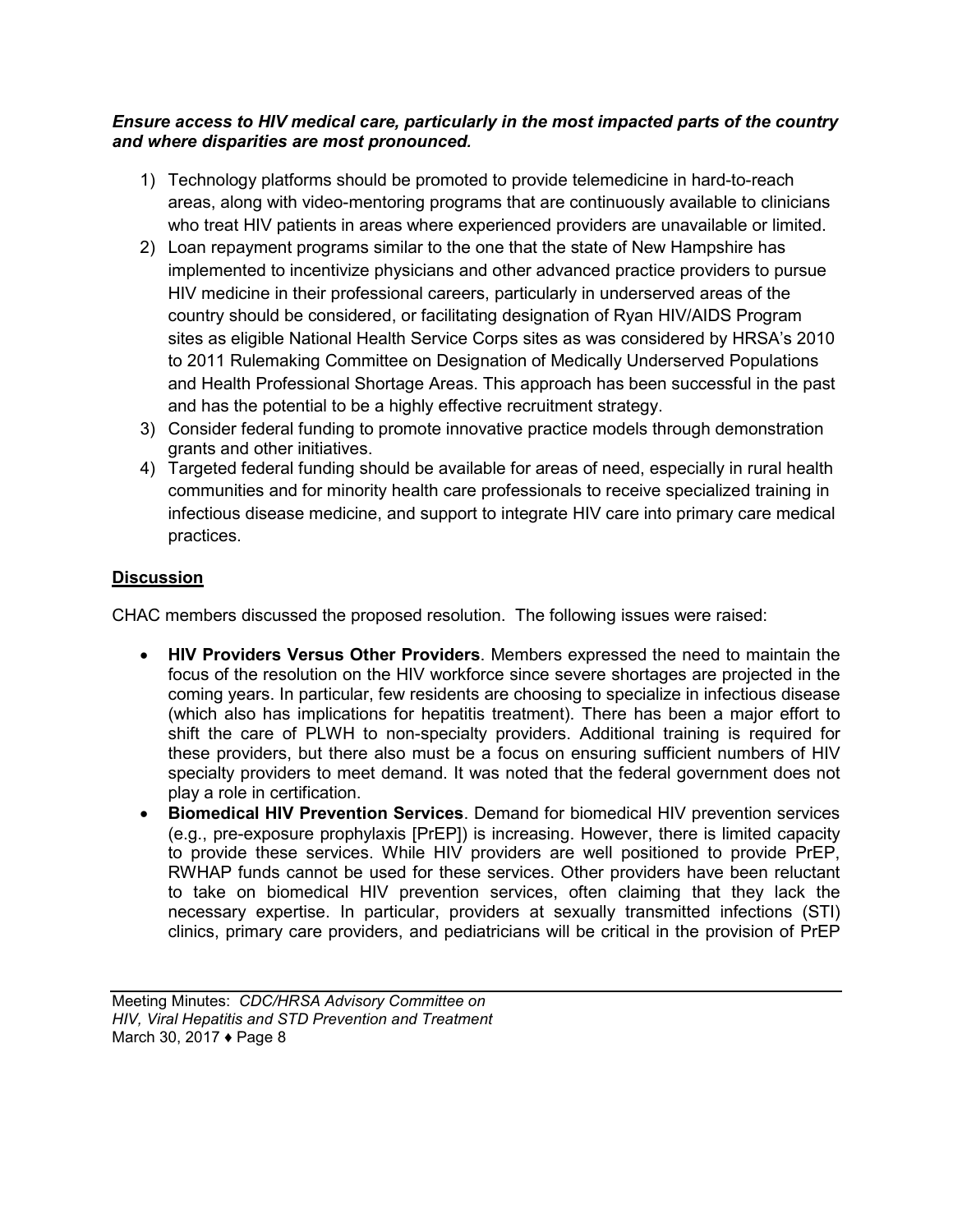***Ensure access to HIV medical care, particularly in the most impacted parts of the country and where disparities are most pronounced.***

1) Technology platforms should be promoted to provide telemedicine in hard-to-reach areas, along with video-mentoring programs that are continuously available to clinicians who treat HIV patients in areas where experienced providers are unavailable or limited.
2) Loan repayment programs similar to the one that the state of New Hampshire has implemented to incentivize physicians and other advanced practice providers to pursue HIV medicine in their professional careers, particularly in underserved areas of the country should be considered, or facilitating designation of Ryan HIV/AIDS Program sites as eligible National Health Service Corps sites as was considered by HRSA's 2010 to 2011 Rulemaking Committee on Designation of Medically Underserved Populations and Health Professional Shortage Areas. This approach has been successful in the past and has the potential to be a highly effective recruitment strategy.
3) Consider federal funding to promote innovative practice models through demonstration grants and other initiatives.
4) Targeted federal funding should be available for areas of need, especially in rural health communities and for minority health care professionals to receive specialized training in infectious disease medicine, and support to integrate HIV care into primary care medical practices.

## Discussion

CHAC members discussed the proposed resolution. The following issues were raised:

- **HIV Providers Versus Other Providers**. Members expressed the need to maintain the focus of the resolution on the HIV workforce since severe shortages are projected in the coming years. In particular, few residents are choosing to specialize in infectious disease (which also has implications for hepatitis treatment). There has been a major effort to shift the care of PLWH to non-specialty providers. Additional training is required for these providers, but there also must be a focus on ensuring sufficient numbers of HIV specialty providers to meet demand. It was noted that the federal government does not play a role in certification.
- **Biomedical HIV Prevention Services**. Demand for biomedical HIV prevention services (e.g., pre-exposure prophylaxis [PrEP]) is increasing. However, there is limited capacity to provide these services. While HIV providers are well positioned to provide PrEP, RWHAP funds cannot be used for these services. Other providers have been reluctant to take on biomedical HIV prevention services, often claiming that they lack the necessary expertise. In particular, providers at sexually transmitted infections (STI) clinics, primary care providers, and pediatricians will be critical in the provision of PrEP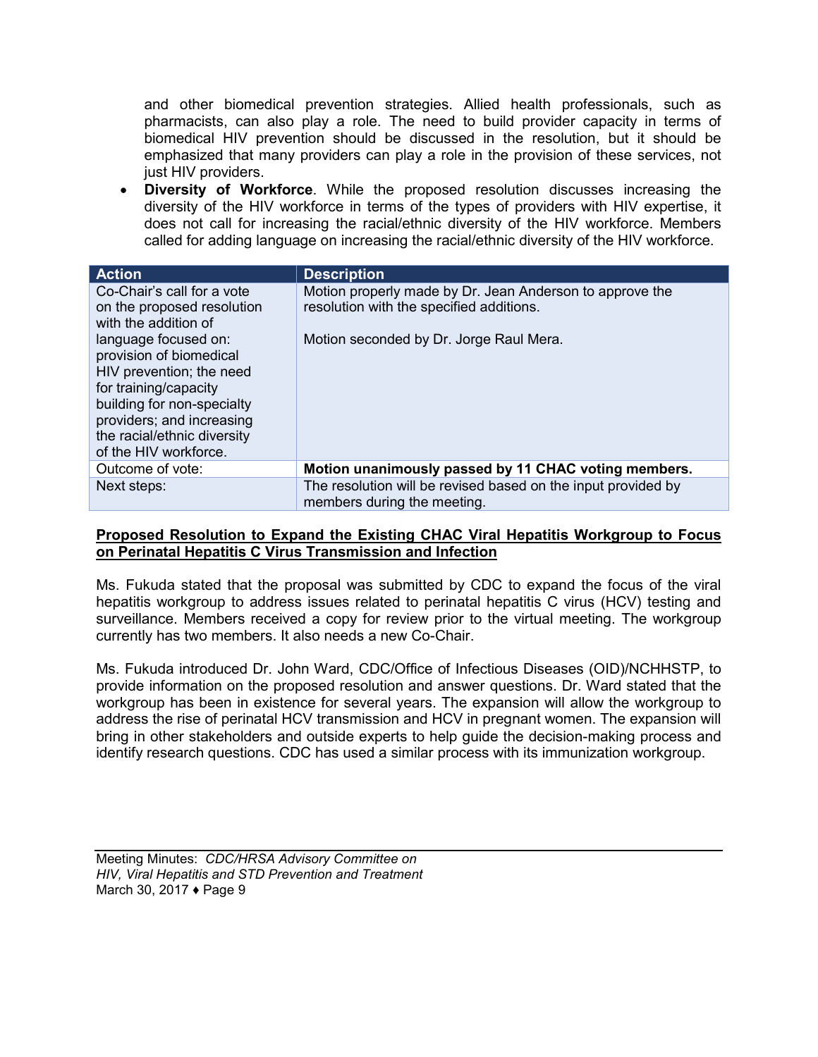and other biomedical prevention strategies. Allied health professionals, such as pharmacists, can also play a role. The need to build provider capacity in terms of biomedical HIV prevention should be discussed in the resolution, but it should be emphasized that many providers can play a role in the provision of these services, not just HIV providers.

- **Diversity of Workforce**. While the proposed resolution discusses increasing the diversity of the HIV workforce in terms of the types of providers with HIV expertise, it does not call for increasing the racial/ethnic diversity of the HIV workforce. Members called for adding language on increasing the racial/ethnic diversity of the HIV workforce.

| Action | Description |
|---|---|
| Co-Chair's call for a vote on the proposed resolution with the addition of language focused on: provision of biomedical HIV prevention; the need for training/capacity building for non-specialty providers; and increasing the racial/ethnic diversity of the HIV workforce. | Motion properly made by Dr. Jean Anderson to approve the resolution with the specified additions.<br><br>Motion seconded by Dr. Jorge Raul Mera. |
| Outcome of vote: | **Motion unanimously passed by 11 CHAC voting members.** |
| Next steps: | The resolution will be revised based on the input provided by members during the meeting. |

**Proposed Resolution to Expand the Existing CHAC Viral Hepatitis Workgroup to Focus on Perinatal Hepatitis C Virus Transmission and Infection**

Ms. Fukuda stated that the proposal was submitted by CDC to expand the focus of the viral hepatitis workgroup to address issues related to perinatal hepatitis C virus (HCV) testing and surveillance. Members received a copy for review prior to the virtual meeting. The workgroup currently has two members. It also needs a new Co-Chair.

Ms. Fukuda introduced Dr. John Ward, CDC/Office of Infectious Diseases (OID)/NCHHSTP, to provide information on the proposed resolution and answer questions. Dr. Ward stated that the workgroup has been in existence for several years. The expansion will allow the workgroup to address the rise of perinatal HCV transmission and HCV in pregnant women. The expansion will bring in other stakeholders and outside experts to help guide the decision-making process and identify research questions. CDC has used a similar process with its immunization workgroup.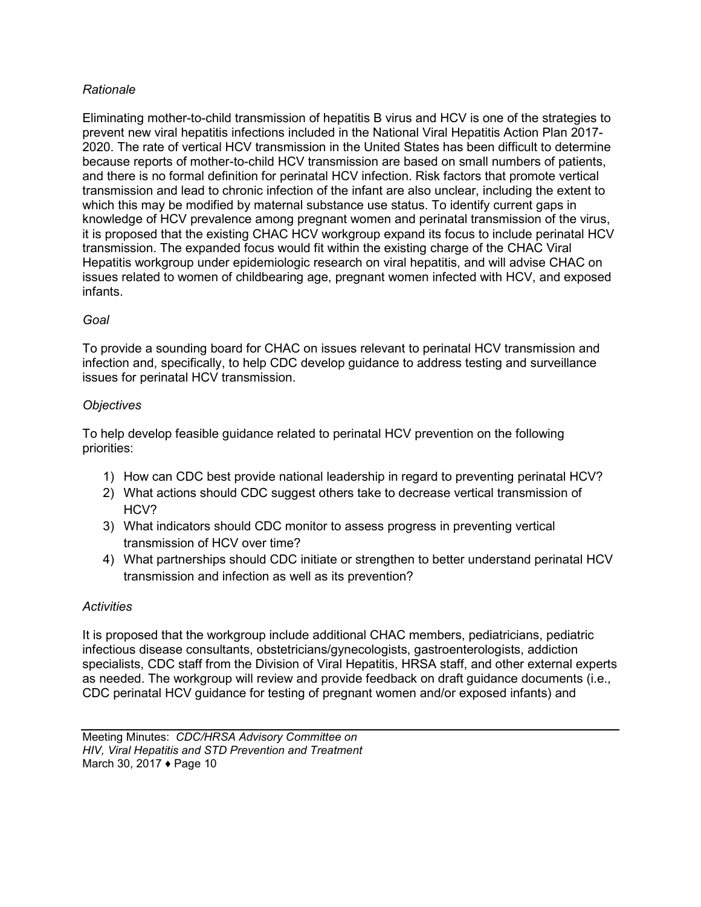*Rationale*

Eliminating mother-to-child transmission of hepatitis B virus and HCV is one of the strategies to prevent new viral hepatitis infections included in the National Viral Hepatitis Action Plan 2017-2020. The rate of vertical HCV transmission in the United States has been difficult to determine because reports of mother-to-child HCV transmission are based on small numbers of patients, and there is no formal definition for perinatal HCV infection. Risk factors that promote vertical transmission and lead to chronic infection of the infant are also unclear, including the extent to which this may be modified by maternal substance use status. To identify current gaps in knowledge of HCV prevalence among pregnant women and perinatal transmission of the virus, it is proposed that the existing CHAC HCV workgroup expand its focus to include perinatal HCV transmission. The expanded focus would fit within the existing charge of the CHAC Viral Hepatitis workgroup under epidemiologic research on viral hepatitis, and will advise CHAC on issues related to women of childbearing age, pregnant women infected with HCV, and exposed infants.

*Goal*

To provide a sounding board for CHAC on issues relevant to perinatal HCV transmission and infection and, specifically, to help CDC develop guidance to address testing and surveillance issues for perinatal HCV transmission.

*Objectives*

To help develop feasible guidance related to perinatal HCV prevention on the following priorities:

1) How can CDC best provide national leadership in regard to preventing perinatal HCV?
2) What actions should CDC suggest others take to decrease vertical transmission of HCV?
3) What indicators should CDC monitor to assess progress in preventing vertical transmission of HCV over time?
4) What partnerships should CDC initiate or strengthen to better understand perinatal HCV transmission and infection as well as its prevention?

*Activities*

It is proposed that the workgroup include additional CHAC members, pediatricians, pediatric infectious disease consultants, obstetricians/gynecologists, gastroenterologists, addiction specialists, CDC staff from the Division of Viral Hepatitis, HRSA staff, and other external experts as needed. The workgroup will review and provide feedback on draft guidance documents (i.e., CDC perinatal HCV guidance for testing of pregnant women and/or exposed infants) and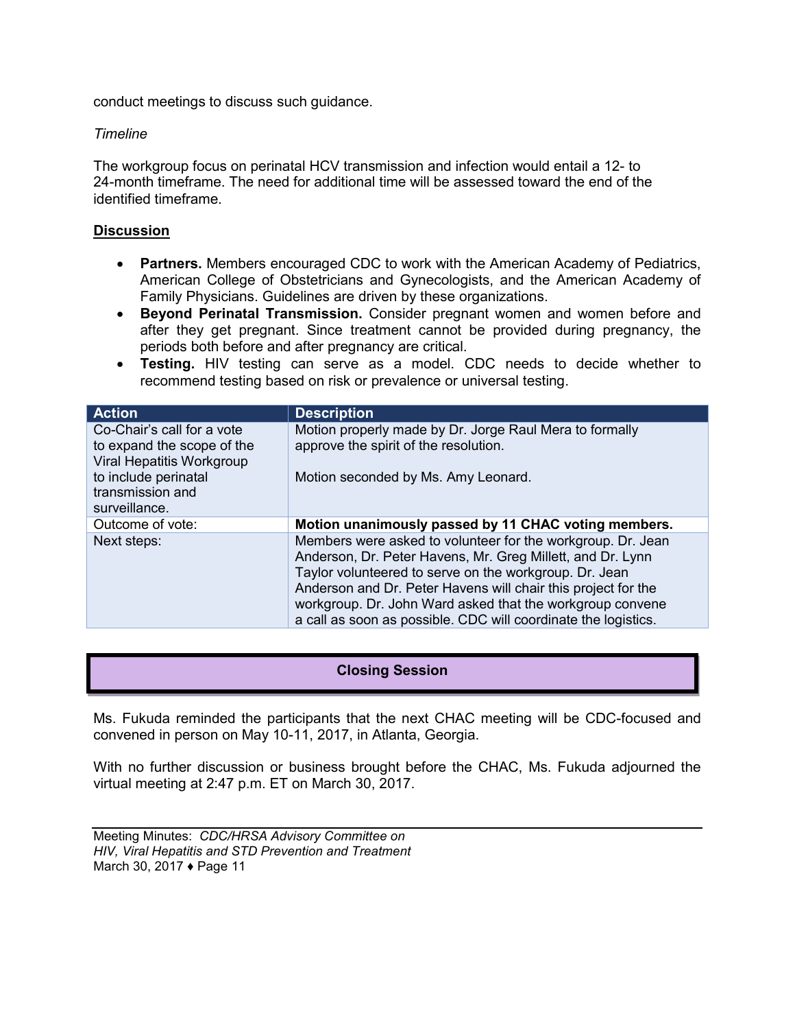conduct meetings to discuss such guidance.

*Timeline*

The workgroup focus on perinatal HCV transmission and infection would entail a 12- to 24-month timeframe. The need for additional time will be assessed toward the end of the identified timeframe.

**Discussion**

- **Partners.** Members encouraged CDC to work with the American Academy of Pediatrics, American College of Obstetricians and Gynecologists, and the American Academy of Family Physicians. Guidelines are driven by these organizations.
- **Beyond Perinatal Transmission.** Consider pregnant women and women before and after they get pregnant. Since treatment cannot be provided during pregnancy, the periods both before and after pregnancy are critical.
- **Testing.** HIV testing can serve as a model. CDC needs to decide whether to recommend testing based on risk or prevalence or universal testing.

| Action | Description |
|---|---|
| Co-Chair's call for a vote to expand the scope of the Viral Hepatitis Workgroup to include perinatal transmission and surveillance. | Motion properly made by Dr. Jorge Raul Mera to formally approve the spirit of the resolution.<br><br>Motion seconded by Ms. Amy Leonard. |
| Outcome of vote: | **Motion unanimously passed by 11 CHAC voting members.** |
| Next steps: | Members were asked to volunteer for the workgroup. Dr. Jean Anderson, Dr. Peter Havens, Mr. Greg Millett, and Dr. Lynn Taylor volunteered to serve on the workgroup. Dr. Jean Anderson and Dr. Peter Havens will chair this project for the workgroup. Dr. John Ward asked that the workgroup convene a call as soon as possible. CDC will coordinate the logistics. |

## Closing Session

Ms. Fukuda reminded the participants that the next CHAC meeting will be CDC-focused and convened in person on May 10-11, 2017, in Atlanta, Georgia.

With no further discussion or business brought before the CHAC, Ms. Fukuda adjourned the virtual meeting at 2:47 p.m. ET on March 30, 2017.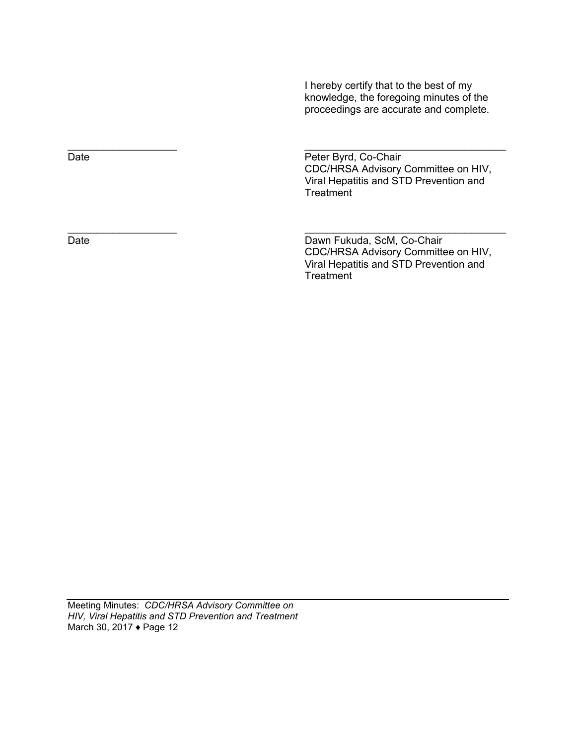I hereby certify that to the best of my knowledge, the foregoing minutes of the proceedings are accurate and complete.

\_\_\_\_\_\_\_\_\_\_\_\_\_\_\_\_\_\_\_\_ \_\_\_\_\_\_\_\_\_\_\_\_\_\_\_\_\_\_\_\_\_\_\_\_\_\_\_\_\_\_\_\_\_\_\_\_

Date

Peter Byrd, Co-Chair
CDC/HRSA Advisory Committee on HIV, Viral Hepatitis and STD Prevention and Treatment

\_\_\_\_\_\_\_\_\_\_\_\_\_\_\_\_\_\_\_\_ \_\_\_\_\_\_\_\_\_\_\_\_\_\_\_\_\_\_\_\_\_\_\_\_\_\_\_\_\_\_\_\_\_\_\_\_

Date

Dawn Fukuda, ScM, Co-Chair
CDC/HRSA Advisory Committee on HIV, Viral Hepatitis and STD Prevention and Treatment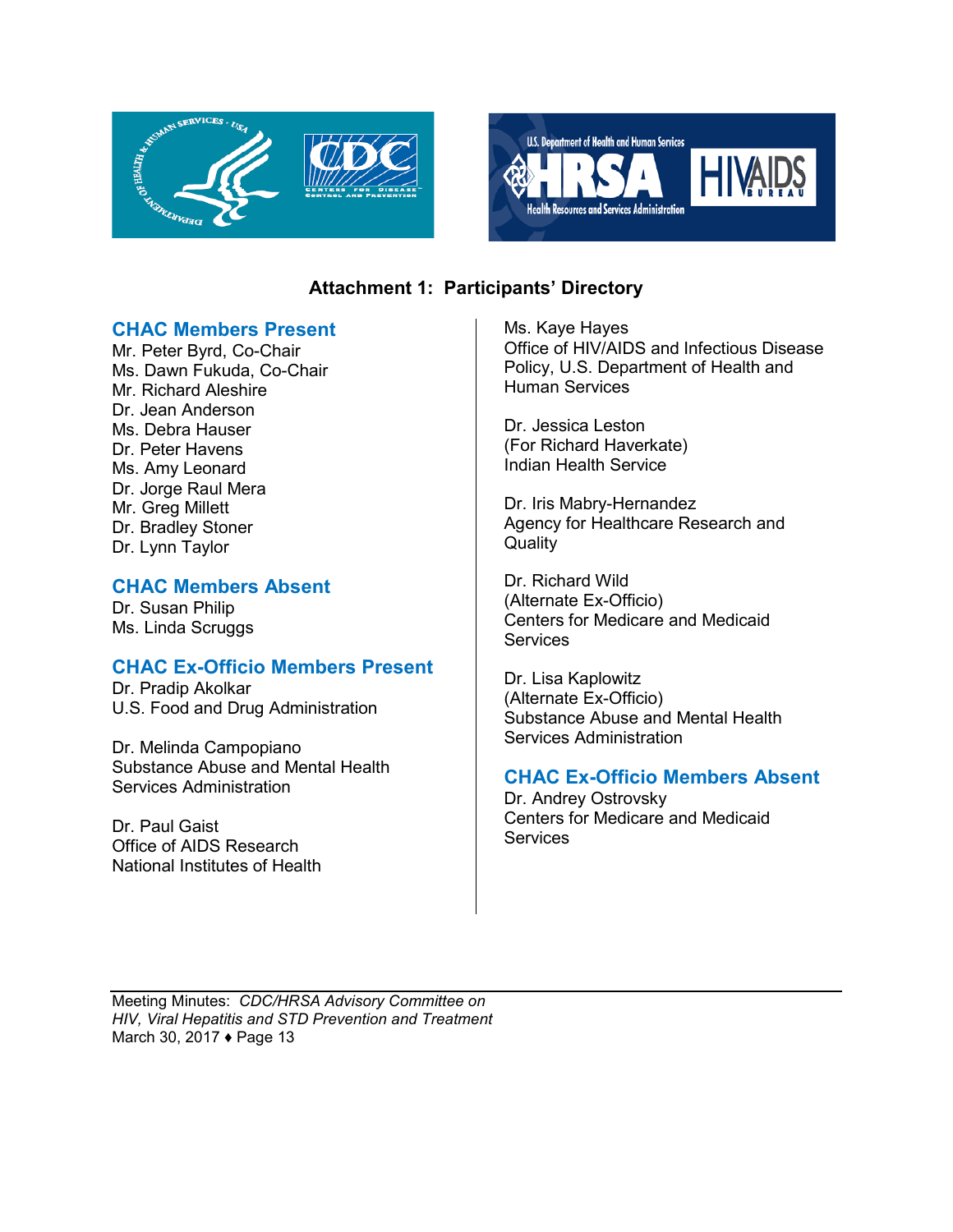## Attachment 1: Participants' Directory

### CHAC Members Present

Mr. Peter Byrd, Co-Chair
Ms. Dawn Fukuda, Co-Chair
Mr. Richard Aleshire
Dr. Jean Anderson
Ms. Debra Hauser
Dr. Peter Havens
Ms. Amy Leonard
Dr. Jorge Raul Mera
Mr. Greg Millett
Dr. Bradley Stoner
Dr. Lynn Taylor

### CHAC Members Absent

Dr. Susan Philip
Ms. Linda Scruggs

### CHAC Ex-Officio Members Present

Dr. Pradip Akolkar
U.S. Food and Drug Administration

Dr. Melinda Campopiano
Substance Abuse and Mental Health Services Administration

Dr. Paul Gaist
Office of AIDS Research
National Institutes of Health

Ms. Kaye Hayes
Office of HIV/AIDS and Infectious Disease Policy, U.S. Department of Health and Human Services

Dr. Jessica Leston
(For Richard Haverkate)
Indian Health Service

Dr. Iris Mabry-Hernandez
Agency for Healthcare Research and Quality

Dr. Richard Wild
(Alternate Ex-Officio)
Centers for Medicare and Medicaid Services

Dr. Lisa Kaplowitz
(Alternate Ex-Officio)
Substance Abuse and Mental Health Services Administration

### CHAC Ex-Officio Members Absent

Dr. Andrey Ostrovsky
Centers for Medicare and Medicaid Services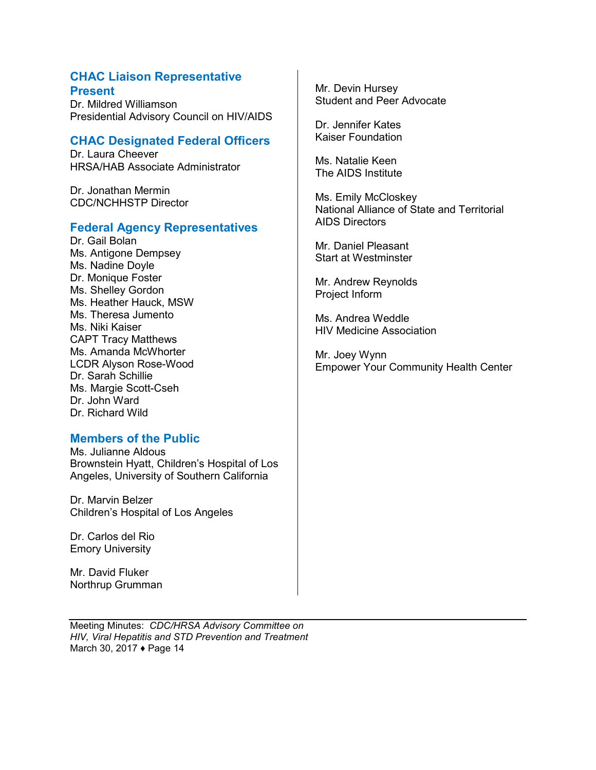### CHAC Liaison Representative Present

Dr. Mildred Williamson
Presidential Advisory Council on HIV/AIDS

### CHAC Designated Federal Officers

Dr. Laura Cheever
HRSA/HAB Associate Administrator

Dr. Jonathan Mermin
CDC/NCHHSTP Director

### Federal Agency Representatives

Dr. Gail Bolan
Ms. Antigone Dempsey
Ms. Nadine Doyle
Dr. Monique Foster
Ms. Shelley Gordon
Ms. Heather Hauck, MSW
Ms. Theresa Jumento
Ms. Niki Kaiser
CAPT Tracy Matthews
Ms. Amanda McWhorter
LCDR Alyson Rose-Wood
Dr. Sarah Schillie
Ms. Margie Scott-Cseh
Dr. John Ward
Dr. Richard Wild

### Members of the Public

Ms. Julianne Aldous
Brownstein Hyatt, Children's Hospital of Los Angeles, University of Southern California

Dr. Marvin Belzer
Children's Hospital of Los Angeles

Dr. Carlos del Rio
Emory University

Mr. David Fluker
Northrup Grumman

Mr. Devin Hursey
Student and Peer Advocate

Dr. Jennifer Kates
Kaiser Foundation

Ms. Natalie Keen
The AIDS Institute

Ms. Emily McCloskey
National Alliance of State and Territorial AIDS Directors

Mr. Daniel Pleasant
Start at Westminster

Mr. Andrew Reynolds
Project Inform

Ms. Andrea Weddle
HIV Medicine Association

Mr. Joey Wynn
Empower Your Community Health Center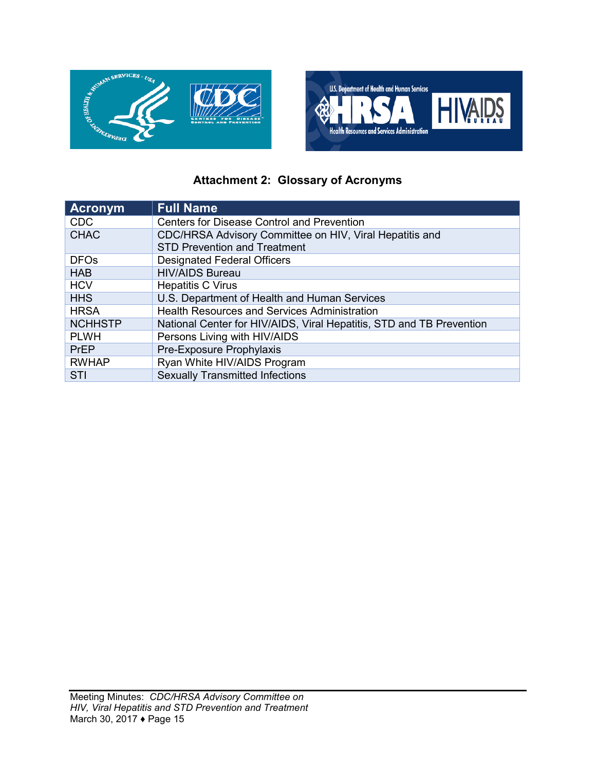## Attachment 2: Glossary of Acronyms

| Acronym | Full Name |
| --- | --- |
| CDC | Centers for Disease Control and Prevention |
| CHAC | CDC/HRSA Advisory Committee on HIV, Viral Hepatitis and STD Prevention and Treatment |
| DFOs | Designated Federal Officers |
| HAB | HIV/AIDS Bureau |
| HCV | Hepatitis C Virus |
| HHS | U.S. Department of Health and Human Services |
| HRSA | Health Resources and Services Administration |
| NCHHSTP | National Center for HIV/AIDS, Viral Hepatitis, STD and TB Prevention |
| PLWH | Persons Living with HIV/AIDS |
| PrEP | Pre-Exposure Prophylaxis |
| RWHAP | Ryan White HIV/AIDS Program |
| STI | Sexually Transmitted Infections |